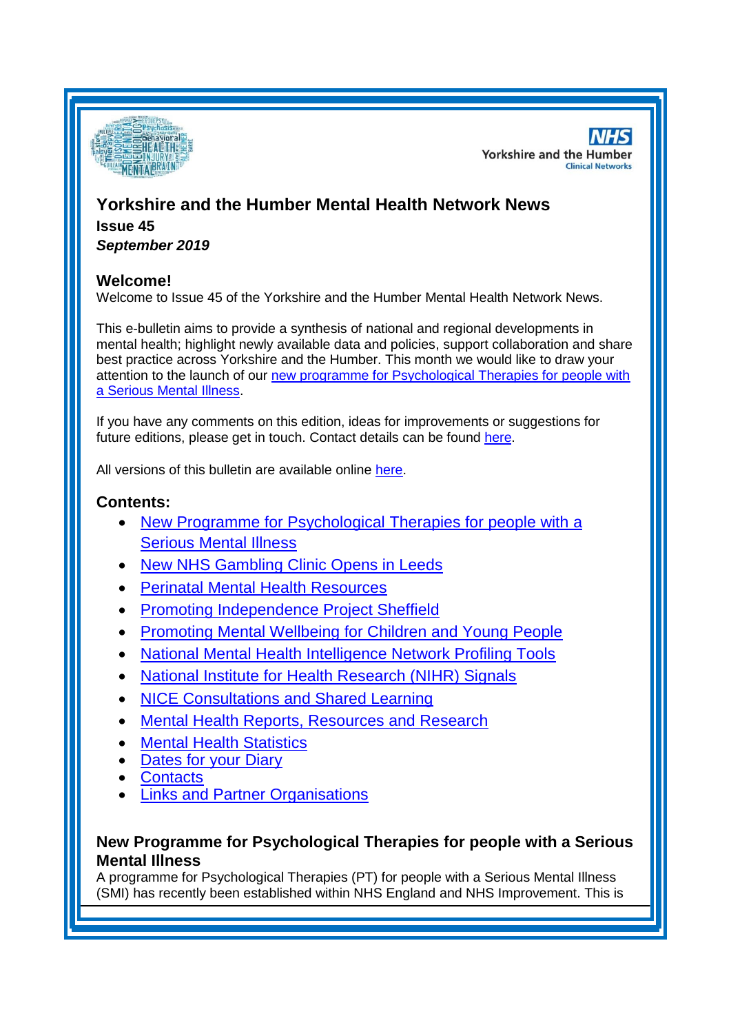# Yorkshire and the Humber Mental Health Network News

**Issue 45**

***September 2019***

## Welcome!

Welcome to Issue 45 of the Yorkshire and the Humber Mental Health Network News.

This e-bulletin aims to provide a synthesis of national and regional developments in mental health; highlight newly available data and policies, support collaboration and share best practice across Yorkshire and the Humber. This month we would like to draw your attention to the launch of our new programme for Psychological Therapies for people with a Serious Mental Illness.

If you have any comments on this edition, ideas for improvements or suggestions for future editions, please get in touch. Contact details can be found here.

All versions of this bulletin are available online here.

## Contents:

- New Programme for Psychological Therapies for people with a Serious Mental Illness
- New NHS Gambling Clinic Opens in Leeds
- Perinatal Mental Health Resources
- Promoting Independence Project Sheffield
- Promoting Mental Wellbeing for Children and Young People
- National Mental Health Intelligence Network Profiling Tools
- National Institute for Health Research (NIHR) Signals
- NICE Consultations and Shared Learning
- Mental Health Reports, Resources and Research
- Mental Health Statistics
- Dates for your Diary
- Contacts
- Links and Partner Organisations

### New Programme for Psychological Therapies for people with a Serious Mental Illness

A programme for Psychological Therapies (PT) for people with a Serious Mental Illness (SMI) has recently been established within NHS England and NHS Improvement. This is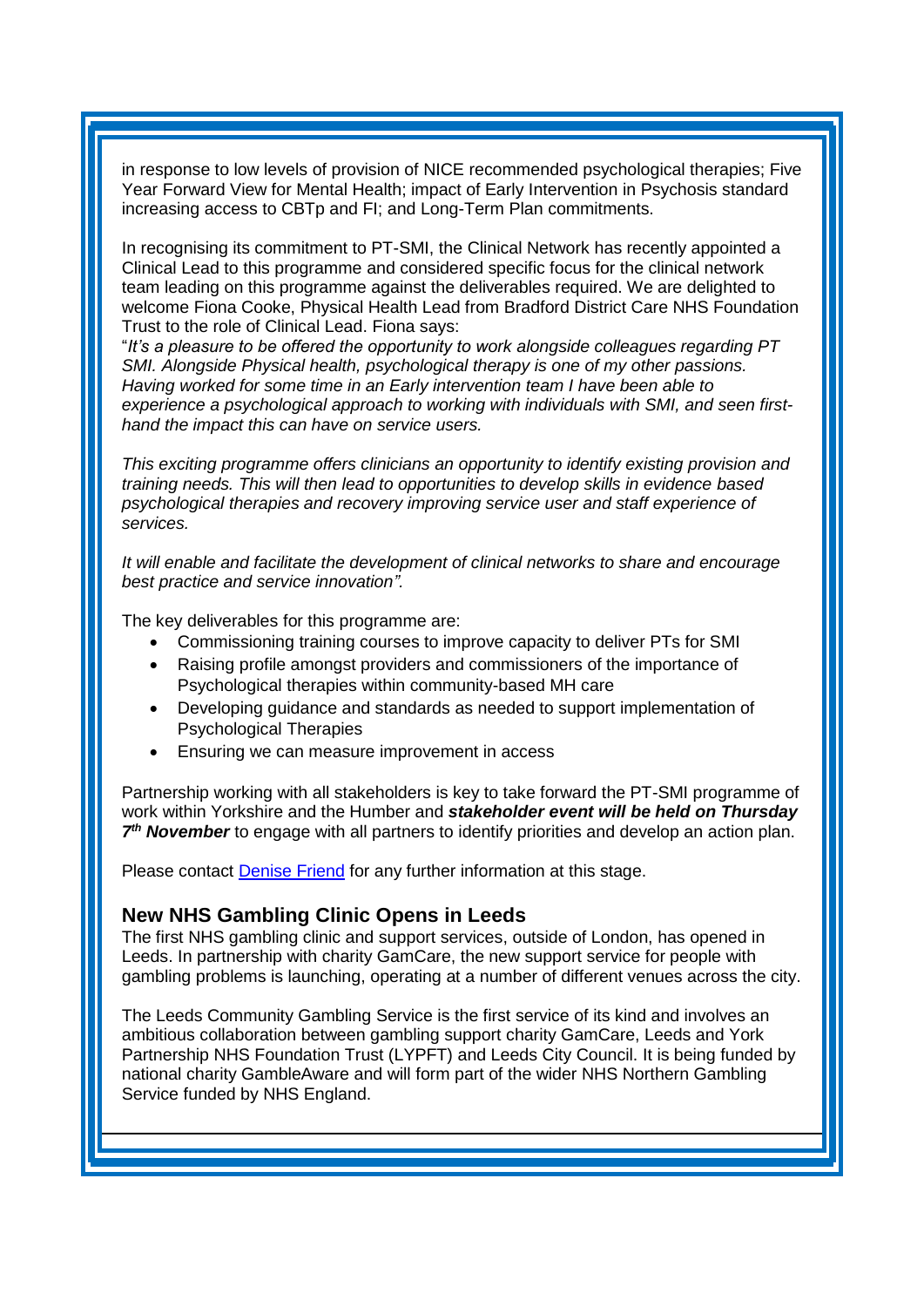in response to low levels of provision of NICE recommended psychological therapies; Five Year Forward View for Mental Health; impact of Early Intervention in Psychosis standard increasing access to CBTp and FI; and Long-Term Plan commitments.

In recognising its commitment to PT-SMI, the Clinical Network has recently appointed a Clinical Lead to this programme and considered specific focus for the clinical network team leading on this programme against the deliverables required. We are delighted to welcome Fiona Cooke, Physical Health Lead from Bradford District Care NHS Foundation Trust to the role of Clinical Lead. Fiona says:

"*It's a pleasure to be offered the opportunity to work alongside colleagues regarding PT SMI. Alongside Physical health, psychological therapy is one of my other passions. Having worked for some time in an Early intervention team I have been able to experience a psychological approach to working with individuals with SMI, and seen first-hand the impact this can have on service users.*

*This exciting programme offers clinicians an opportunity to identify existing provision and training needs. This will then lead to opportunities to develop skills in evidence based psychological therapies and recovery improving service user and staff experience of services.*

*It will enable and facilitate the development of clinical networks to share and encourage best practice and service innovation".*

The key deliverables for this programme are:

- Commissioning training courses to improve capacity to deliver PTs for SMI
- Raising profile amongst providers and commissioners of the importance of Psychological therapies within community-based MH care
- Developing guidance and standards as needed to support implementation of Psychological Therapies
- Ensuring we can measure improvement in access

Partnership working with all stakeholders is key to take forward the PT-SMI programme of work within Yorkshire and the Humber and ***stakeholder event will be held on Thursday 7th November*** to engage with all partners to identify priorities and develop an action plan.

Please contact [Denise Friend] for any further information at this stage.

## New NHS Gambling Clinic Opens in Leeds

The first NHS gambling clinic and support services, outside of London, has opened in Leeds. In partnership with charity GamCare, the new support service for people with gambling problems is launching, operating at a number of different venues across the city.

The Leeds Community Gambling Service is the first service of its kind and involves an ambitious collaboration between gambling support charity GamCare, Leeds and York Partnership NHS Foundation Trust (LYPFT) and Leeds City Council. It is being funded by national charity GambleAware and will form part of the wider NHS Northern Gambling Service funded by NHS England.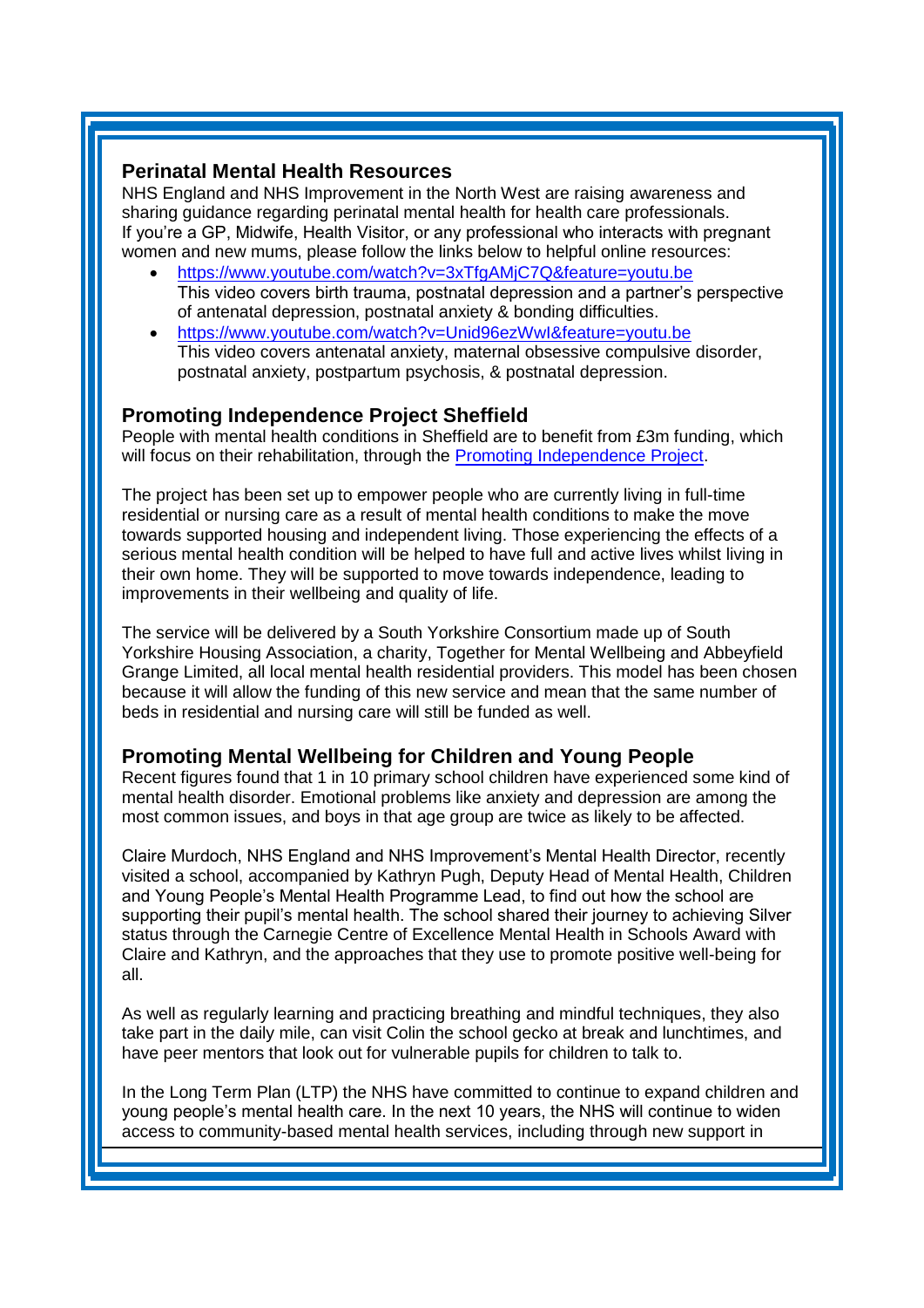## Perinatal Mental Health Resources

NHS England and NHS Improvement in the North West are raising awareness and sharing guidance regarding perinatal mental health for health care professionals. If you're a GP, Midwife, Health Visitor, or any professional who interacts with pregnant women and new mums, please follow the links below to helpful online resources:

- https://www.youtube.com/watch?v=3xTfgAMjC7Q&feature=youtu.be
  This video covers birth trauma, postnatal depression and a partner's perspective of antenatal depression, postnatal anxiety & bonding difficulties.
- https://www.youtube.com/watch?v=Unid96ezWwI&feature=youtu.be
  This video covers antenatal anxiety, maternal obsessive compulsive disorder, postnatal anxiety, postpartum psychosis, & postnatal depression.

## Promoting Independence Project Sheffield

People with mental health conditions in Sheffield are to benefit from £3m funding, which will focus on their rehabilitation, through the [Promoting Independence Project](#).

The project has been set up to empower people who are currently living in full-time residential or nursing care as a result of mental health conditions to make the move towards supported housing and independent living. Those experiencing the effects of a serious mental health condition will be helped to have full and active lives whilst living in their own home. They will be supported to move towards independence, leading to improvements in their wellbeing and quality of life.

The service will be delivered by a South Yorkshire Consortium made up of South Yorkshire Housing Association, a charity, Together for Mental Wellbeing and Abbeyfield Grange Limited, all local mental health residential providers. This model has been chosen because it will allow the funding of this new service and mean that the same number of beds in residential and nursing care will still be funded as well.

## Promoting Mental Wellbeing for Children and Young People

Recent figures found that 1 in 10 primary school children have experienced some kind of mental health disorder. Emotional problems like anxiety and depression are among the most common issues, and boys in that age group are twice as likely to be affected.

Claire Murdoch, NHS England and NHS Improvement's Mental Health Director, recently visited a school, accompanied by Kathryn Pugh, Deputy Head of Mental Health, Children and Young People's Mental Health Programme Lead, to find out how the school are supporting their pupil's mental health. The school shared their journey to achieving Silver status through the Carnegie Centre of Excellence Mental Health in Schools Award with Claire and Kathryn, and the approaches that they use to promote positive well-being for all.

As well as regularly learning and practicing breathing and mindful techniques, they also take part in the daily mile, can visit Colin the school gecko at break and lunchtimes, and have peer mentors that look out for vulnerable pupils for children to talk to.

In the Long Term Plan (LTP) the NHS have committed to continue to expand children and young people's mental health care. In the next 10 years, the NHS will continue to widen access to community-based mental health services, including through new support in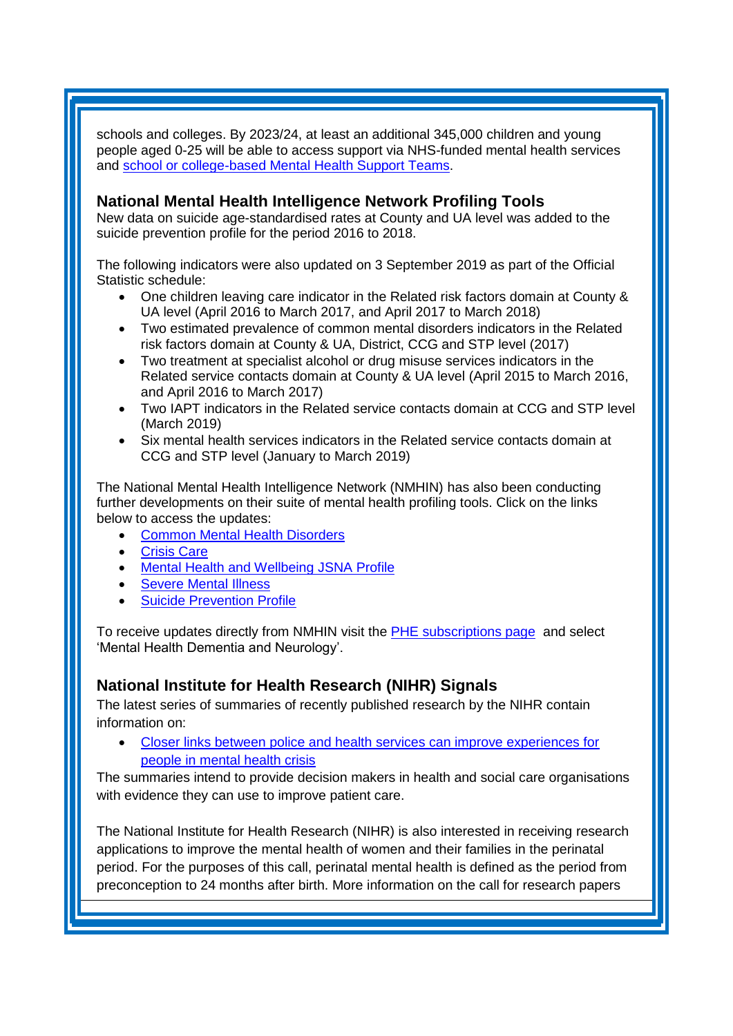schools and colleges. By 2023/24, at least an additional 345,000 children and young people aged 0-25 will be able to access support via NHS-funded mental health services and school or college-based Mental Health Support Teams.

### National Mental Health Intelligence Network Profiling Tools

New data on suicide age-standardised rates at County and UA level was added to the suicide prevention profile for the period 2016 to 2018.

The following indicators were also updated on 3 September 2019 as part of the Official Statistic schedule:

- One children leaving care indicator in the Related risk factors domain at County & UA level (April 2016 to March 2017, and April 2017 to March 2018)
- Two estimated prevalence of common mental disorders indicators in the Related risk factors domain at County & UA, District, CCG and STP level (2017)
- Two treatment at specialist alcohol or drug misuse services indicators in the Related service contacts domain at County & UA level (April 2015 to March 2016, and April 2016 to March 2017)
- Two IAPT indicators in the Related service contacts domain at CCG and STP level (March 2019)
- Six mental health services indicators in the Related service contacts domain at CCG and STP level (January to March 2019)

The National Mental Health Intelligence Network (NMHIN) has also been conducting further developments on their suite of mental health profiling tools. Click on the links below to access the updates:

- Common Mental Health Disorders
- Crisis Care
- Mental Health and Wellbeing JSNA Profile
- Severe Mental Illness
- Suicide Prevention Profile

To receive updates directly from NMHIN visit the PHE subscriptions page and select 'Mental Health Dementia and Neurology'.

### National Institute for Health Research (NIHR) Signals

The latest series of summaries of recently published research by the NIHR contain information on:

- Closer links between police and health services can improve experiences for people in mental health crisis

The summaries intend to provide decision makers in health and social care organisations with evidence they can use to improve patient care.

The National Institute for Health Research (NIHR) is also interested in receiving research applications to improve the mental health of women and their families in the perinatal period. For the purposes of this call, perinatal mental health is defined as the period from preconception to 24 months after birth. More information on the call for research papers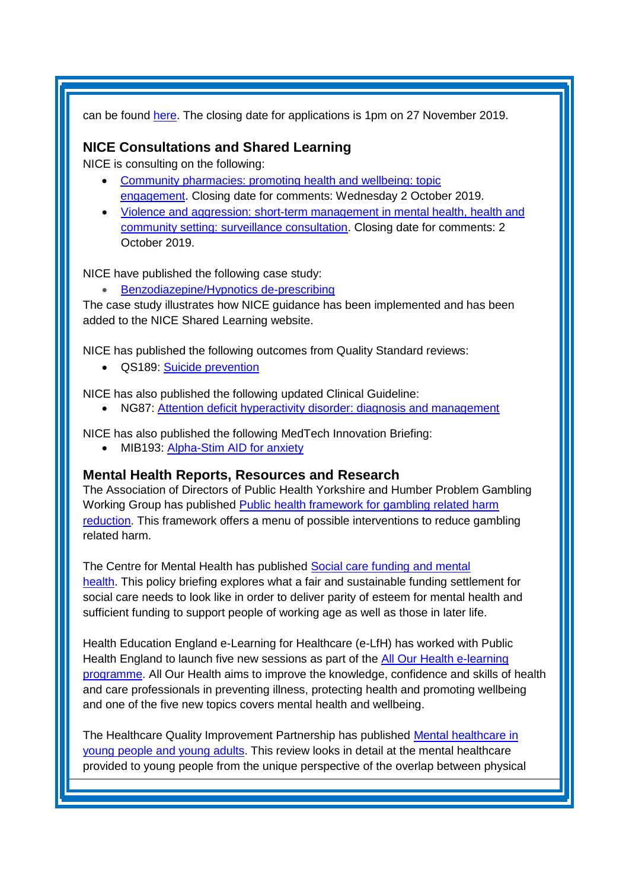can be found here. The closing date for applications is 1pm on 27 November 2019.

## NICE Consultations and Shared Learning

NICE is consulting on the following:

- Community pharmacies: promoting health and wellbeing: topic engagement. Closing date for comments: Wednesday 2 October 2019.
- Violence and aggression: short-term management in mental health, health and community setting: surveillance consultation. Closing date for comments: 2 October 2019.

NICE have published the following case study:

- Benzodiazepine/Hypnotics de-prescribing

The case study illustrates how NICE guidance has been implemented and has been added to the NICE Shared Learning website.

NICE has published the following outcomes from Quality Standard reviews:

- QS189: Suicide prevention

NICE has also published the following updated Clinical Guideline:

- NG87: Attention deficit hyperactivity disorder: diagnosis and management

NICE has also published the following MedTech Innovation Briefing:

- MIB193: Alpha-Stim AID for anxiety

## Mental Health Reports, Resources and Research

The Association of Directors of Public Health Yorkshire and Humber Problem Gambling Working Group has published Public health framework for gambling related harm reduction. This framework offers a menu of possible interventions to reduce gambling related harm.

The Centre for Mental Health has published Social care funding and mental health. This policy briefing explores what a fair and sustainable funding settlement for social care needs to look like in order to deliver parity of esteem for mental health and sufficient funding to support people of working age as well as those in later life.

Health Education England e-Learning for Healthcare (e-LfH) has worked with Public Health England to launch five new sessions as part of the All Our Health e-learning programme. All Our Health aims to improve the knowledge, confidence and skills of health and care professionals in preventing illness, protecting health and promoting wellbeing and one of the five new topics covers mental health and wellbeing.

The Healthcare Quality Improvement Partnership has published Mental healthcare in young people and young adults. This review looks in detail at the mental healthcare provided to young people from the unique perspective of the overlap between physical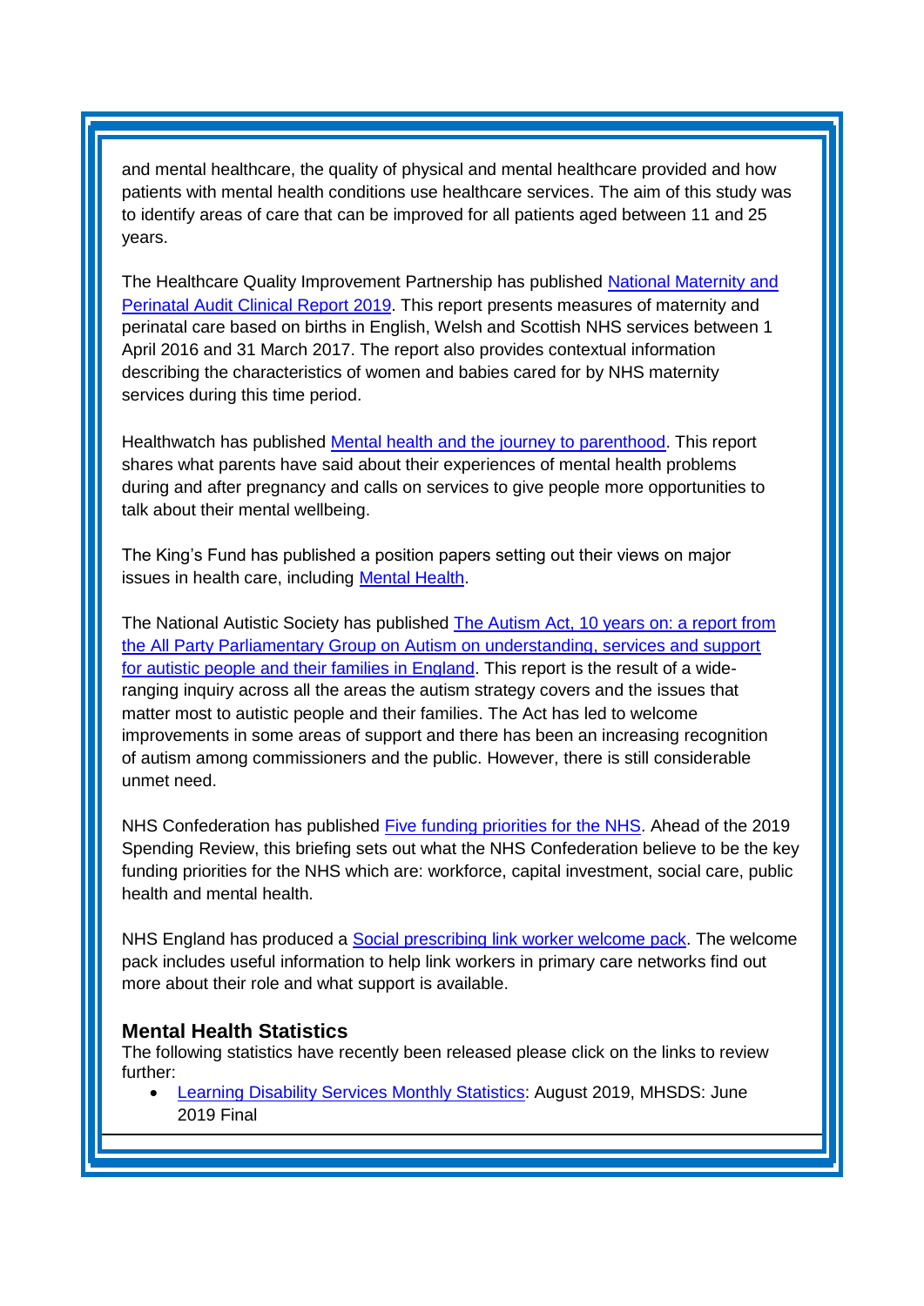and mental healthcare, the quality of physical and mental healthcare provided and how patients with mental health conditions use healthcare services. The aim of this study was to identify areas of care that can be improved for all patients aged between 11 and 25 years.

The Healthcare Quality Improvement Partnership has published National Maternity and Perinatal Audit Clinical Report 2019. This report presents measures of maternity and perinatal care based on births in English, Welsh and Scottish NHS services between 1 April 2016 and 31 March 2017. The report also provides contextual information describing the characteristics of women and babies cared for by NHS maternity services during this time period.

Healthwatch has published Mental health and the journey to parenthood. This report shares what parents have said about their experiences of mental health problems during and after pregnancy and calls on services to give people more opportunities to talk about their mental wellbeing.

The King's Fund has published a position papers setting out their views on major issues in health care, including Mental Health.

The National Autistic Society has published The Autism Act, 10 years on: a report from the All Party Parliamentary Group on Autism on understanding, services and support for autistic people and their families in England. This report is the result of a wide-ranging inquiry across all the areas the autism strategy covers and the issues that matter most to autistic people and their families. The Act has led to welcome improvements in some areas of support and there has been an increasing recognition of autism among commissioners and the public. However, there is still considerable unmet need.

NHS Confederation has published Five funding priorities for the NHS. Ahead of the 2019 Spending Review, this briefing sets out what the NHS Confederation believe to be the key funding priorities for the NHS which are: workforce, capital investment, social care, public health and mental health.

NHS England has produced a Social prescribing link worker welcome pack. The welcome pack includes useful information to help link workers in primary care networks find out more about their role and what support is available.

### Mental Health Statistics

The following statistics have recently been released please click on the links to review further:

- Learning Disability Services Monthly Statistics: August 2019, MHSDS: June 2019 Final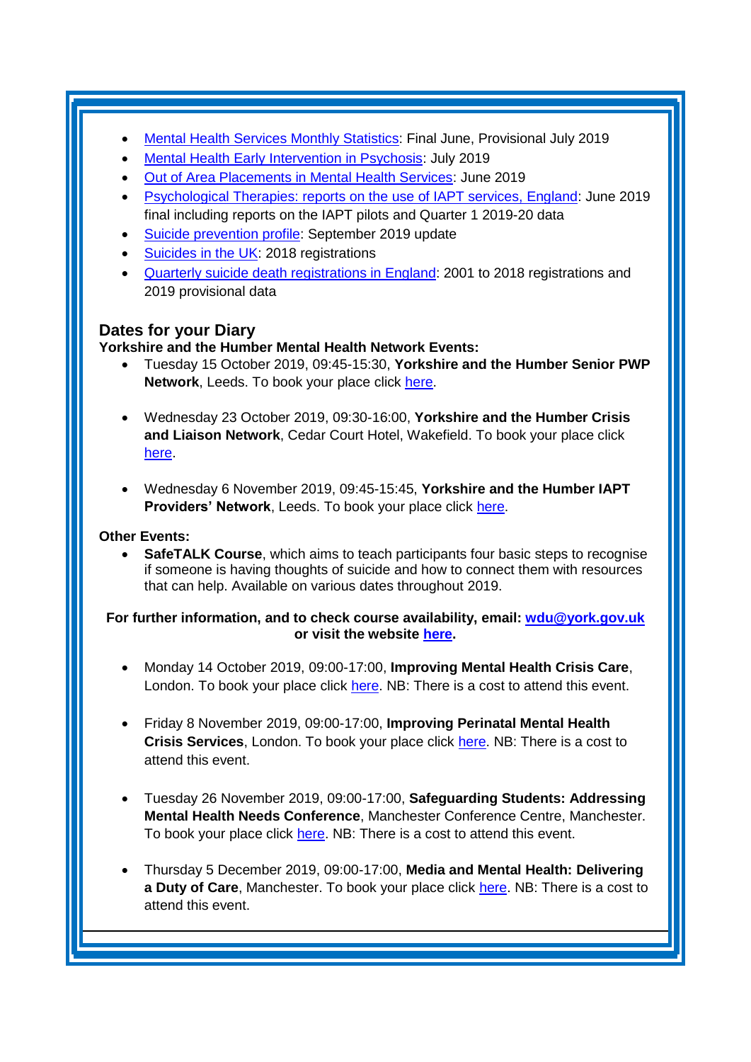- Mental Health Services Monthly Statistics: Final June, Provisional July 2019
- Mental Health Early Intervention in Psychosis: July 2019
- Out of Area Placements in Mental Health Services: June 2019
- Psychological Therapies: reports on the use of IAPT services, England: June 2019 final including reports on the IAPT pilots and Quarter 1 2019-20 data
- Suicide prevention profile: September 2019 update
- Suicides in the UK: 2018 registrations
- Quarterly suicide death registrations in England: 2001 to 2018 registrations and 2019 provisional data

## Dates for your Diary

**Yorkshire and the Humber Mental Health Network Events:**

- Tuesday 15 October 2019, 09:45-15:30, **Yorkshire and the Humber Senior PWP Network**, Leeds. To book your place click here.
- Wednesday 23 October 2019, 09:30-16:00, **Yorkshire and the Humber Crisis and Liaison Network**, Cedar Court Hotel, Wakefield. To book your place click here.
- Wednesday 6 November 2019, 09:45-15:45, **Yorkshire and the Humber IAPT Providers' Network**, Leeds. To book your place click here.

**Other Events:**

- **SafeTALK Course**, which aims to teach participants four basic steps to recognise if someone is having thoughts of suicide and how to connect them with resources that can help. Available on various dates throughout 2019.

**For further information, and to check course availability, email: wdu@york.gov.uk or visit the website here.**

- Monday 14 October 2019, 09:00-17:00, **Improving Mental Health Crisis Care**, London. To book your place click here. NB: There is a cost to attend this event.
- Friday 8 November 2019, 09:00-17:00, **Improving Perinatal Mental Health Crisis Services**, London. To book your place click here. NB: There is a cost to attend this event.
- Tuesday 26 November 2019, 09:00-17:00, **Safeguarding Students: Addressing Mental Health Needs Conference**, Manchester Conference Centre, Manchester. To book your place click here. NB: There is a cost to attend this event.
- Thursday 5 December 2019, 09:00-17:00, **Media and Mental Health: Delivering a Duty of Care**, Manchester. To book your place click here. NB: There is a cost to attend this event.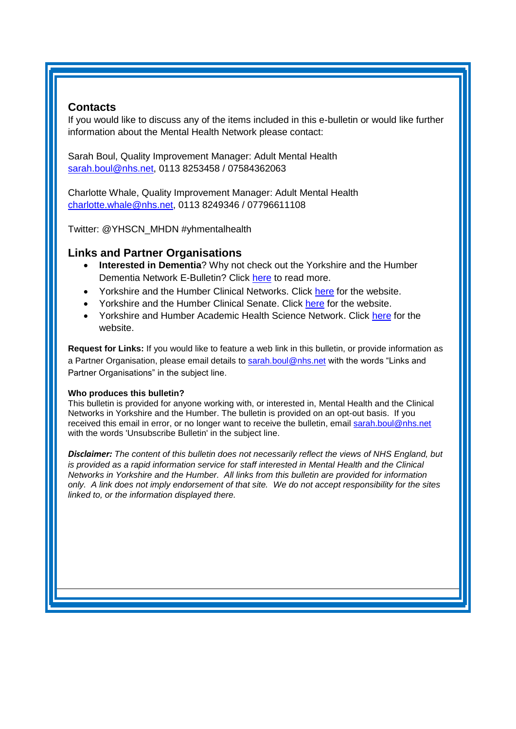## Contacts

If you would like to discuss any of the items included in this e-bulletin or would like further information about the Mental Health Network please contact:

Sarah Boul, Quality Improvement Manager: Adult Mental Health
sarah.boul@nhs.net, 0113 8253458 / 07584362063

Charlotte Whale, Quality Improvement Manager: Adult Mental Health
charlotte.whale@nhs.net, 0113 8249346 / 07796611108

Twitter: @YHSCN_MHDN #yhmentalhealth

## Links and Partner Organisations

- **Interested in Dementia**? Why not check out the Yorkshire and the Humber Dementia Network E-Bulletin? Click here to read more.
- Yorkshire and the Humber Clinical Networks. Click here for the website.
- Yorkshire and the Humber Clinical Senate. Click here for the website.
- Yorkshire and Humber Academic Health Science Network. Click here for the website.

**Request for Links:** If you would like to feature a web link in this bulletin, or provide information as a Partner Organisation, please email details to sarah.boul@nhs.net with the words "Links and Partner Organisations" in the subject line.

**Who produces this bulletin?**
This bulletin is provided for anyone working with, or interested in, Mental Health and the Clinical Networks in Yorkshire and the Humber. The bulletin is provided on an opt-out basis. If you received this email in error, or no longer want to receive the bulletin, email sarah.boul@nhs.net with the words 'Unsubscribe Bulletin' in the subject line.

***Disclaimer:*** *The content of this bulletin does not necessarily reflect the views of NHS England, but is provided as a rapid information service for staff interested in Mental Health and the Clinical Networks in Yorkshire and the Humber. All links from this bulletin are provided for information only. A link does not imply endorsement of that site. We do not accept responsibility for the sites linked to, or the information displayed there.*